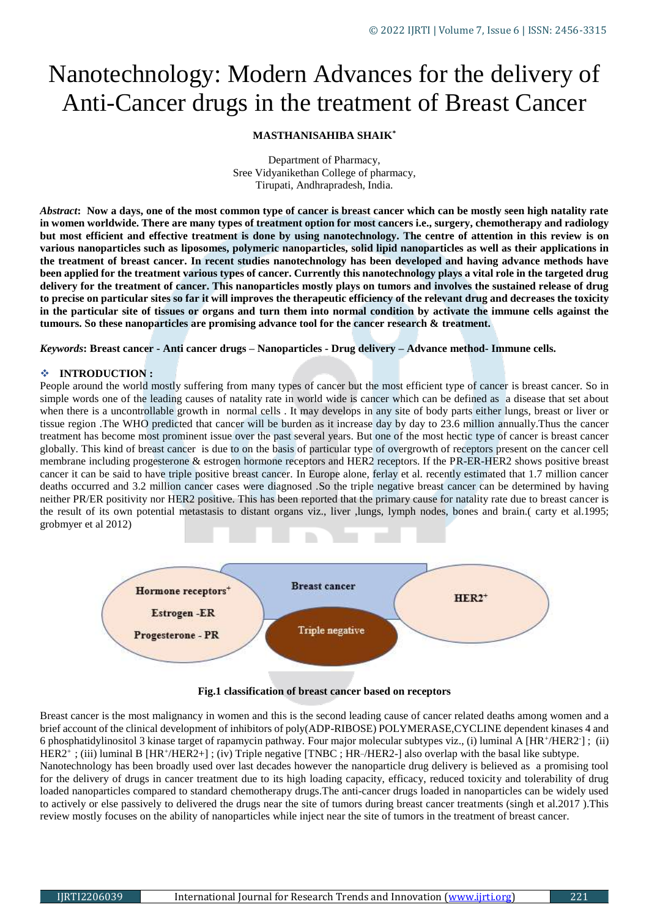# Nanotechnology: Modern Advances for the delivery of Anti-Cancer drugs in the treatment of Breast Cancer

**MASTHANISAHIBA SHAIK***

Department of Pharmacy,
Sree Vidyanikethan College of pharmacy,
Tirupati, Andhrapradesh, India.

***Abstract*: Now a days, one of the most common type of cancer is breast cancer which can be mostly seen high natality rate in women worldwide. There are many types of treatment option for most cancers i.e., surgery, chemotherapy and radiology but most efficient and effective treatment is done by using nanotechnology. The centre of attention in this review is on various nanoparticles such as liposomes, polymeric nanoparticles, solid lipid nanoparticles as well as their applications in the treatment of breast cancer. In recent studies nanotechnology has been developed and having advance methods have been applied for the treatment various types of cancer. Currently this nanotechnology plays a vital role in the targeted drug delivery for the treatment of cancer. This nanoparticles mostly plays on tumors and involves the sustained release of drug to precise on particular sites so far it will improves the therapeutic efficiency of the relevant drug and decreases the toxicity in the particular site of tissues or organs and turn them into normal condition by activate the immune cells against the tumours. So these nanoparticles are promising advance tool for the cancer research & treatment.**

***Keywords*: Breast cancer - Anti cancer drugs – Nanoparticles - Drug delivery – Advance method- Immune cells.**

## INTRODUCTION :

People around the world mostly suffering from many types of cancer but the most efficient type of cancer is breast cancer. So in simple words one of the leading causes of natality rate in world wide is cancer which can be defined as a disease that set about when there is a uncontrollable growth in normal cells . It may develops in any site of body parts either lungs, breast or liver or tissue region .The WHO predicted that cancer will be burden as it increase day by day to 23.6 million annually.Thus the cancer treatment has become most prominent issue over the past several years. But one of the most hectic type of cancer is breast cancer globally. This kind of breast cancer is due to on the basis of particular type of overgrowth of receptors present on the cancer cell membrane including progesterone & estrogen hormone receptors and HER2 receptors. If the PR-ER-HER2 shows positive breast cancer it can be said to have triple positive breast cancer. In Europe alone, ferlay et al. recently estimated that 1.7 million cancer deaths occurred and 3.2 million cancer cases were diagnosed .So the triple negative breast cancer can be determined by having neither PR/ER positivity nor HER2 positive. This has been reported that the primary cause for natality rate due to breast cancer is the result of its own potential metastasis to distant organs viz., liver ,lungs, lymph nodes, bones and brain.( carty et al.1995; grobmyer et al 2012)

Breast cancer

Hormone receptors+
Estrogen -ER
Progesterone - PR

Triple negative

HER2+

**Fig.1 classification of breast cancer based on receptors**

Breast cancer is the most malignancy in women and this is the second leading cause of cancer related deaths among women and a brief account of the clinical development of inhibitors of poly(ADP-RIBOSE) POLYMERASE,CYCLINE dependent kinases 4 and 6 phosphatidylinositol 3 kinase target of rapamycin pathway. Four major molecular subtypes viz., (i) luminal A [$HR^+$/$HER2^-$] ; (ii) $HER2^+$ ; (iii) luminal B [$HR^+$/HER2+] ; (iv) Triple negative [TNBC ; HR–/HER2-] also overlap with the basal like subtype.
Nanotechnology has been broadly used over last decades however the nanoparticle drug delivery is believed as a promising tool for the delivery of drugs in cancer treatment due to its high loading capacity, efficacy, reduced toxicity and tolerability of drug loaded nanoparticles compared to standard chemotherapy drugs.The anti-cancer drugs loaded in nanoparticles can be widely used to actively or else passively to delivered the drugs near the site of tumors during breast cancer treatments (singh et al.2017 ).This review mostly focuses on the ability of nanoparticles while inject near the site of tumors in the treatment of breast cancer.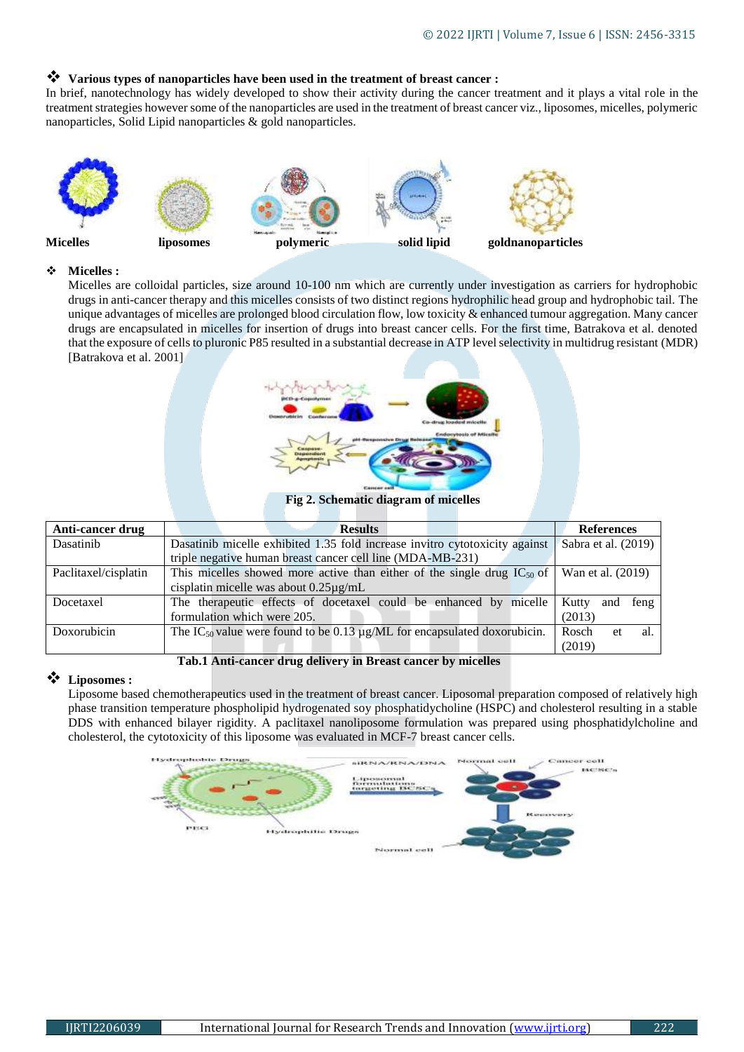## ❖ Various types of nanoparticles have been used in the treatment of breast cancer :

In brief, nanotechnology has widely developed to show their activity during the cancer treatment and it plays a vital role in the treatment strategies however some of the nanoparticles are used in the treatment of breast cancer viz., liposomes, micelles, polymeric nanoparticles, Solid Lipid nanoparticles & gold nanoparticles.

**Micelles** **liposomes** **polymeric** **solid lipid** **goldnanoparticles**

## ❖ Micelles :

Micelles are colloidal particles, size around 10-100 nm which are currently under investigation as carriers for hydrophobic drugs in anti-cancer therapy and this micelles consists of two distinct regions hydrophilic head group and hydrophobic tail. The unique advantages of micelles are prolonged blood circulation flow, low toxicity & enhanced tumour aggregation. Many cancer drugs are encapsulated in micelles for insertion of drugs into breast cancer cells. For the first time, Batrakova et al. denoted that the exposure of cells to pluronic P85 resulted in a substantial decrease in ATP level selectivity in multidrug resistant (MDR) [Batrakova et al. 2001]

**Fig 2. Schematic diagram of micelles**

| Anti-cancer drug | Results | References |
|---|---|---|
| Dasatinib | Dasatinib micelle exhibited 1.35 fold increase invitro cytotoxicity against triple negative human breast cancer cell line (MDA-MB-231) | Sabra et al. (2019) |
| Paclitaxel/cisplatin | This micelles showed more active than either of the single drug $IC_{50}$ of cisplatin micelle was about 0.25µg/mL | Wan et al. (2019) |
| Docetaxel | The therapeutic effects of docetaxel could be enhanced by micelle formulation which were 205. | Kutty and feng (2013) |
| Doxorubicin | The $IC_{50}$ value were found to be 0.13 µg/ML for encapsulated doxorubicin. | Rosch et al. (2019) |

**Tab.1 Anti-cancer drug delivery in Breast cancer by micelles**

## ❖ Liposomes :

Liposome based chemotherapeutics used in the treatment of breast cancer. Liposomal preparation composed of relatively high phase transition temperature phospholipid hydrogenated soy phosphatidycholine (HSPC) and cholesterol resulting in a stable DDS with enhanced bilayer rigidity. A paclitaxel nanoliposome formulation was prepared using phosphatidylcholine and cholesterol, the cytotoxicity of this liposome was evaluated in MCF-7 breast cancer cells.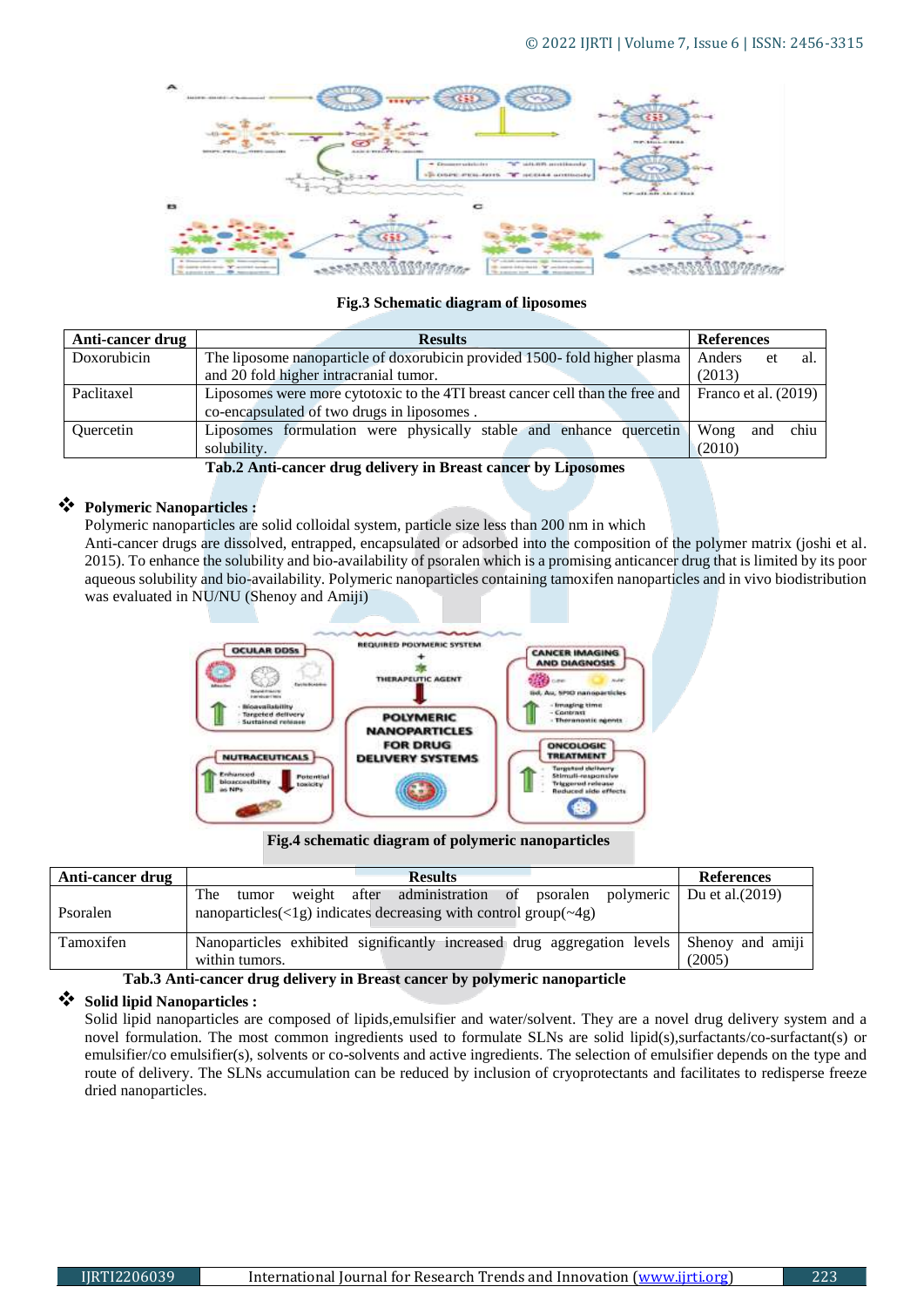Fig.3 Schematic diagram of liposomes

| Anti-cancer drug | Results | References |
|---|---|---|
| Doxorubicin | The liposome nanoparticle of doxorubicin provided 1500- fold higher plasma and 20 fold higher intracranial tumor. | Anders et al. (2013) |
| Paclitaxel | Liposomes were more cytotoxic to the 4TI breast cancer cell than the free and co-encapsulated of two drugs in liposomes . | Franco et al. (2019) |
| Quercetin | Liposomes formulation were physically stable and enhance quercetin solubility. | Wong and chiu (2010) |

**Tab.2 Anti-cancer drug delivery in Breast cancer by Liposomes**

❖ **Polymeric Nanoparticles :**

Polymeric nanoparticles are solid colloidal system, particle size less than 200 nm in which Anti-cancer drugs are dissolved, entrapped, encapsulated or adsorbed into the composition of the polymer matrix (joshi et al. 2015). To enhance the solubility and bio-availability of psoralen which is a promising anticancer drug that is limited by its poor aqueous solubility and bio-availability. Polymeric nanoparticles containing tamoxifen nanoparticles and in vivo biodistribution was evaluated in NU/NU (Shenoy and Amiji)

**Fig.4 schematic diagram of polymeric nanoparticles**

| Anti-cancer drug | Results | References |
|---|---|---|
| Psoralen | The tumor weight after administration of psoralen polymeric nanoparticles(<1g) indicates decreasing with control group(~4g) | Du et al.(2019) |
| Tamoxifen | Nanoparticles exhibited significantly increased drug aggregation levels within tumors. | Shenoy and amiji (2005) |

**Tab.3 Anti-cancer drug delivery in Breast cancer by polymeric nanoparticle**

❖ **Solid lipid Nanoparticles :**

Solid lipid nanoparticles are composed of lipids,emulsifier and water/solvent. They are a novel drug delivery system and a novel formulation. The most common ingredients used to formulate SLNs are solid lipid(s),surfactants/co-surfactant(s) or emulsifier/co emulsifier(s), solvents or co-solvents and active ingredients. The selection of emulsifier depends on the type and route of delivery. The SLNs accumulation can be reduced by inclusion of cryoprotectants and facilitates to redisperse freeze dried nanoparticles.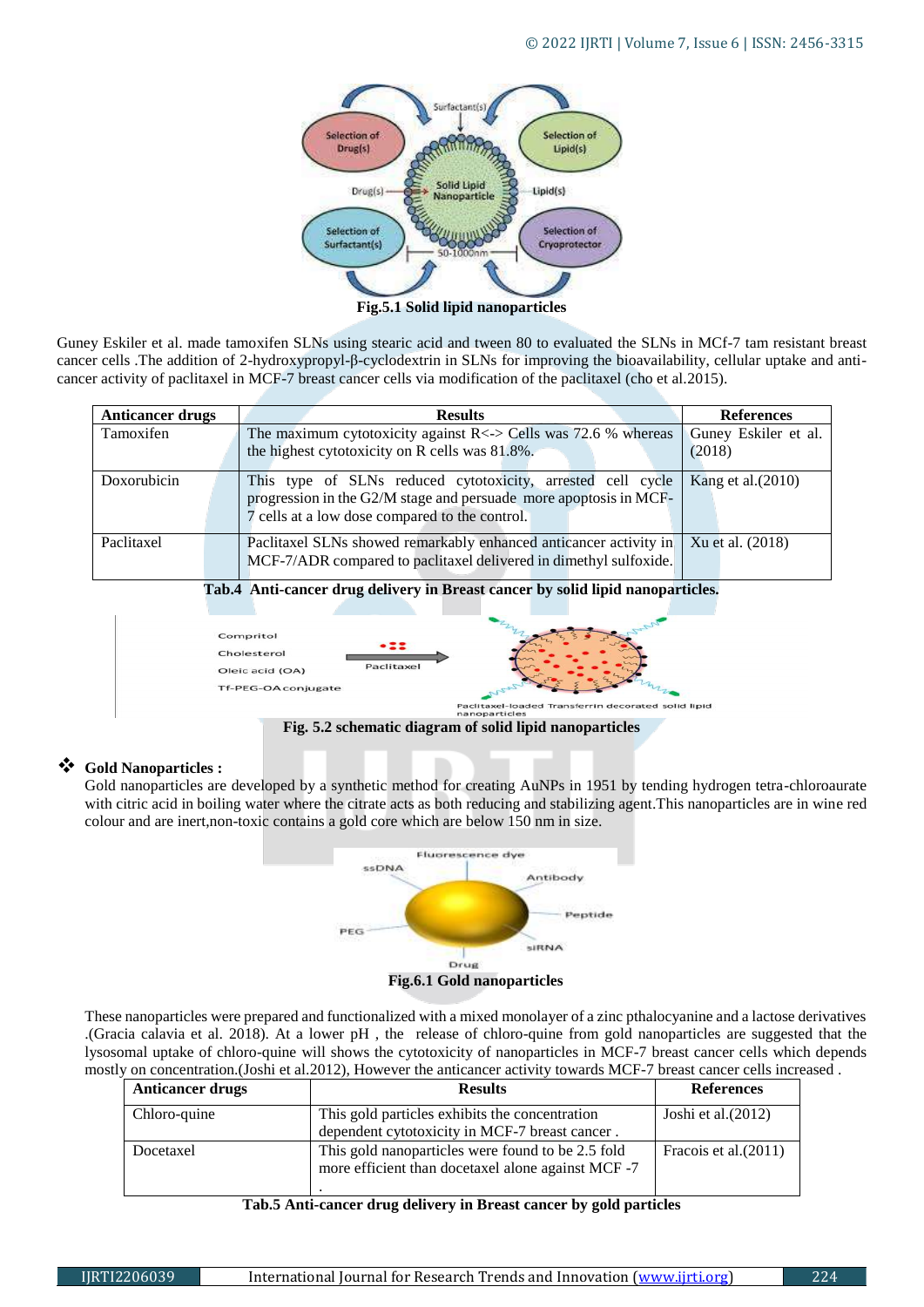Fig.5.1 Solid lipid nanoparticles

Guney Eskiler et al. made tamoxifen SLNs using stearic acid and tween 80 to evaluated the SLNs in MCf-7 tam resistant breast cancer cells .The addition of 2-hydroxypropyl-β-cyclodextrin in SLNs for improving the bioavailability, cellular uptake and anti-cancer activity of paclitaxel in MCF-7 breast cancer cells via modification of the paclitaxel (cho et al.2015).

| Anticancer drugs | Results | References |
|---|---|---|
| Tamoxifen | The maximum cytotoxicity against R<-> Cells was 72.6 % whereas the highest cytotoxicity on R cells was 81.8%. | Guney Eskiler et al. (2018) |
| Doxorubicin | This type of SLNs reduced cytotoxicity, arrested cell cycle progression in the G2/M stage and persuade more apoptosis in MCF-7 cells at a low dose compared to the control. | Kang et al.(2010) |
| Paclitaxel | Paclitaxel SLNs showed remarkably enhanced anticancer activity in MCF-7/ADR compared to paclitaxel delivered in dimethyl sulfoxide. | Xu et al. (2018) |

**Tab.4 Anti-cancer drug delivery in Breast cancer by solid lipid nanoparticles.**

Fig. 5.2 schematic diagram of solid lipid nanoparticles

## ❖ Gold Nanoparticles :

Gold nanoparticles are developed by a synthetic method for creating AuNPs in 1951 by tending hydrogen tetra-chloroaurate with citric acid in boiling water where the citrate acts as both reducing and stabilizing agent.This nanoparticles are in wine red colour and are inert,non-toxic contains a gold core which are below 150 nm in size.

Fig.6.1 Gold nanoparticles

These nanoparticles were prepared and functionalized with a mixed monolayer of a zinc pthalocyanine and a lactose derivatives .(Gracia calavia et al. 2018). At a lower pH , the release of chloro-quine from gold nanoparticles are suggested that the lysosomal uptake of chloro-quine will shows the cytotoxicity of nanoparticles in MCF-7 breast cancer cells which depends mostly on concentration.(Joshi et al.2012), However the anticancer activity towards MCF-7 breast cancer cells increased .

| Anticancer drugs | Results | References |
|---|---|---|
| Chloro-quine | This gold particles exhibits the concentration dependent cytotoxicity in MCF-7 breast cancer . | Joshi et al.(2012) |
| Docetaxel | This gold nanoparticles were found to be 2.5 fold more efficient than docetaxel alone against MCF -7 . | Fracois et al.(2011) |

**Tab.5 Anti-cancer drug delivery in Breast cancer by gold particles**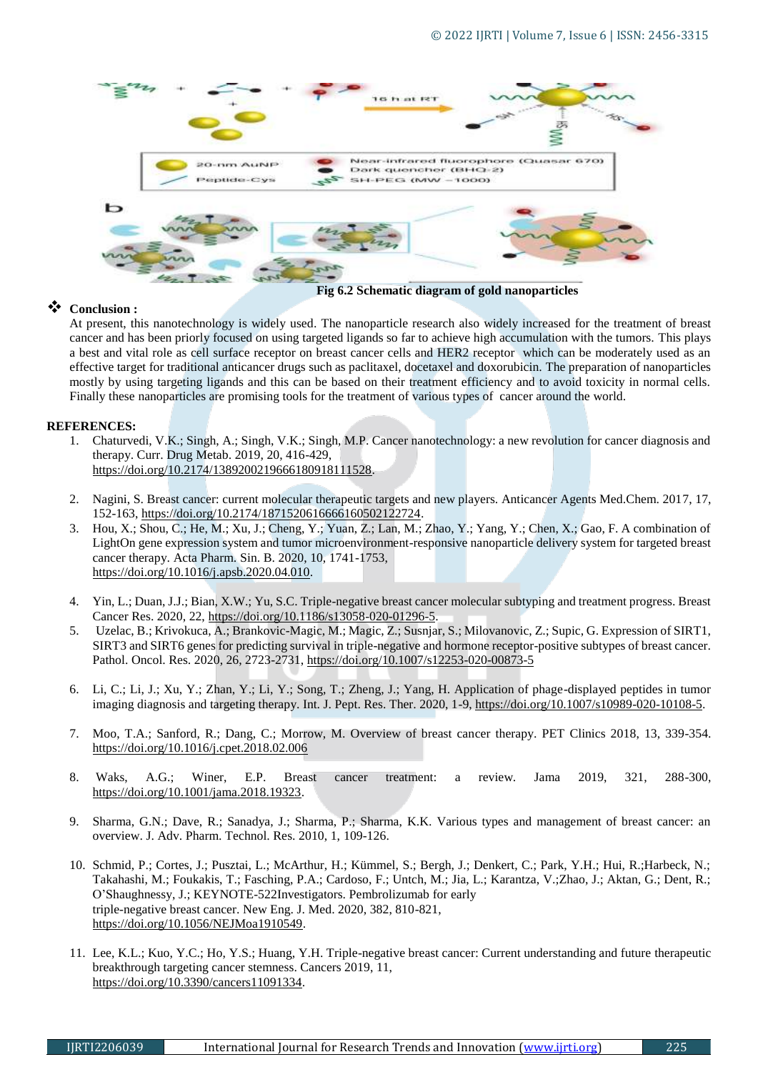Fig 6.2 Schematic diagram of gold nanoparticles

❖ **Conclusion :**

At present, this nanotechnology is widely used. The nanoparticle research also widely increased for the treatment of breast cancer and has been priorly focused on using targeted ligands so far to achieve high accumulation with the tumors. This plays a best and vital role as cell surface receptor on breast cancer cells and HER2 receptor which can be moderately used as an effective target for traditional anticancer drugs such as paclitaxel, docetaxel and doxorubicin. The preparation of nanoparticles mostly by using targeting ligands and this can be based on their treatment efficiency and to avoid toxicity in normal cells. Finally these nanoparticles are promising tools for the treatment of various types of cancer around the world.

**REFERENCES:**

1. Chaturvedi, V.K.; Singh, A.; Singh, V.K.; Singh, M.P. Cancer nanotechnology: a new revolution for cancer diagnosis and therapy. Curr. Drug Metab. 2019, 20, 416-429, https://doi.org/10.2174/1389200219666180918111528.
2. Nagini, S. Breast cancer: current molecular therapeutic targets and new players. Anticancer Agents Med.Chem. 2017, 17, 152-163, https://doi.org/10.2174/1871520616666160502122724.
3. Hou, X.; Shou, C.; He, M.; Xu, J.; Cheng, Y.; Yuan, Z.; Lan, M.; Zhao, Y.; Yang, Y.; Chen, X.; Gao, F. A combination of LightOn gene expression system and tumor microenvironment-responsive nanoparticle delivery system for targeted breast cancer therapy. Acta Pharm. Sin. B. 2020, 10, 1741-1753, https://doi.org/10.1016/j.apsb.2020.04.010.
4. Yin, L.; Duan, J.J.; Bian, X.W.; Yu, S.C. Triple-negative breast cancer molecular subtyping and treatment progress. Breast Cancer Res. 2020, 22, https://doi.org/10.1186/s13058-020-01296-5.
5. Uzelac, B.; Krivokuca, A.; Brankovic-Magic, M.; Magic, Z.; Susnjar, S.; Milovanovic, Z.; Supic, G. Expression of SIRT1, SIRT3 and SIRT6 genes for predicting survival in triple-negative and hormone receptor-positive subtypes of breast cancer. Pathol. Oncol. Res. 2020, 26, 2723-2731, https://doi.org/10.1007/s12253-020-00873-5
6. Li, C.; Li, J.; Xu, Y.; Zhan, Y.; Li, Y.; Song, T.; Zheng, J.; Yang, H. Application of phage-displayed peptides in tumor imaging diagnosis and targeting therapy. Int. J. Pept. Res. Ther. 2020, 1-9, https://doi.org/10.1007/s10989-020-10108-5.
7. Moo, T.A.; Sanford, R.; Dang, C.; Morrow, M. Overview of breast cancer therapy. PET Clinics 2018, 13, 339-354. https://doi.org/10.1016/j.cpet.2018.02.006
8. Waks, A.G.; Winer, E.P. Breast cancer treatment: a review. Jama 2019, 321, 288-300, https://doi.org/10.1001/jama.2018.19323.
9. Sharma, G.N.; Dave, R.; Sanadya, J.; Sharma, P.; Sharma, K.K. Various types and management of breast cancer: an overview. J. Adv. Pharm. Technol. Res. 2010, 1, 109-126.
10. Schmid, P.; Cortes, J.; Pusztai, L.; McArthur, H.; Kümmel, S.; Bergh, J.; Denkert, C.; Park, Y.H.; Hui, R.;Harbeck, N.; Takahashi, M.; Foukakis, T.; Fasching, P.A.; Cardoso, F.; Untch, M.; Jia, L.; Karantza, V.;Zhao, J.; Aktan, G.; Dent, R.; O'Shaughnessy, J.; KEYNOTE-522Investigators. Pembrolizumab for early triple-negative breast cancer. New Eng. J. Med. 2020, 382, 810-821, https://doi.org/10.1056/NEJMoa1910549.
11. Lee, K.L.; Kuo, Y.C.; Ho, Y.S.; Huang, Y.H. Triple-negative breast cancer: Current understanding and future therapeutic breakthrough targeting cancer stemness. Cancers 2019, 11, https://doi.org/10.3390/cancers11091334.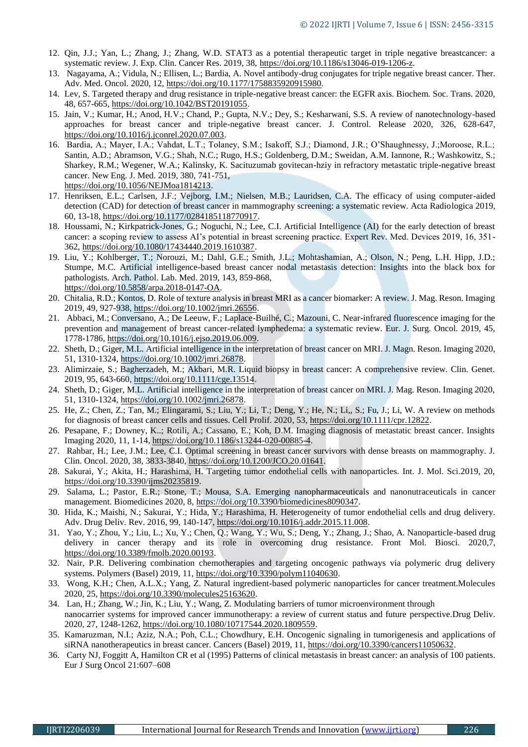12. Qin, J.J.; Yan, L.; Zhang, J.; Zhang, W.D. STAT3 as a potential therapeutic target in triple negative breastcancer: a systematic review. J. Exp. Clin. Cancer Res. 2019, 38, https://doi.org/10.1186/s13046-019-1206-z.
13. Nagayama, A.; Vidula, N.; Ellisen, L.; Bardia, A. Novel antibody-drug conjugates for triple negative breast cancer. Ther. Adv. Med. Oncol. 2020, 12, https://doi.org/10.1177/1758835920915980.
14. Lev, S. Targeted therapy and drug resistance in triple-negative breast cancer: the EGFR axis. Biochem. Soc. Trans. 2020, 48, 657-665, https://doi.org/10.1042/BST20191055.
15. Jain, V.; Kumar, H.; Anod, H.V.; Chand, P.; Gupta, N.V.; Dey, S.; Kesharwani, S.S. A review of nanotechnology-based approaches for breast cancer and triple-negative breast cancer. J. Control. Release 2020, 326, 628-647, https://doi.org/10.1016/j.jconrel.2020.07.003.
16. Bardia, A.; Mayer, I.A.; Vahdat, L.T.; Tolaney, S.M.; Isakoff, S.J.; Diamond, J.R.; O'Shaughnessy, J.;Moroose, R.L.; Santin, A.D.; Abramson, V.G.; Shah, N.C.; Rugo, H.S.; Goldenberg, D.M.; Sweidan, A.M. Iannone, R.; Washkowitz, S.; Sharkey, R.M.; Wegener, W.A.; Kalinsky, K. Sacituzumab govitecan-hziy in refractory metastatic triple-negative breast cancer. New Eng. J. Med. 2019, 380, 741-751, https://doi.org/10.1056/NEJMoa1814213.
17. Henriksen, E.L.; Carlsen, J.F.; Vejborg, I.M.; Nielsen, M.B.; Lauridsen, C.A. The efficacy of using computer-aided detection (CAD) for detection of breast cancer in mammography screening: a systematic review. Acta Radiologica 2019, 60, 13-18, https://doi.org/10.1177/0284185118770917.
18. Houssami, N.; Kirkpatrick-Jones, G.; Noguchi, N.; Lee, C.I. Artificial Intelligence (AI) for the early detection of breast cancer: a scoping review to assess AI's potential in breast screening practice. Expert Rev. Med. Devices 2019, 16, 351-362, https://doi.org/10.1080/17434440.2019.1610387.
19. Liu, Y.; Kohlberger, T.; Norouzi, M.; Dahl, G.E.; Smith, J.L.; Mohtashamian, A.; Olson, N.; Peng, L.H. Hipp, J.D.; Stumpe, M.C. Artificial intelligence-based breast cancer nodal metastasis detection: Insights into the black box for pathologists. Arch. Pathol. Lab. Med. 2019, 143, 859-868, https://doi.org/10.5858/arpa.2018-0147-OA.
20. Chitalia, R.D.; Kontos, D. Role of texture analysis in breast MRI as a cancer biomarker: A review. J. Mag. Reson. Imaging 2019, 49, 927-938, https://doi.org/10.1002/jmri.26556.
21. Abbaci, M.; Conversano, A.; De Leeuw, F.; Laplace-Builhé, C.; Mazouni, C. Near-infrared fluorescence imaging for the prevention and management of breast cancer-related lymphedema: a systematic review. Eur. J. Surg. Oncol. 2019, 45, 1778-1786, https://doi.org/10.1016/j.ejso.2019.06.009.
22. Sheth, D.; Giger, M.L. Artificial intelligence in the interpretation of breast cancer on MRI. J. Magn. Reson. Imaging 2020, 51, 1310-1324, https://doi.org/10.1002/jmri.26878.
23. Alimirzaie, S.; Bagherzadeh, M.; Akbari, M.R. Liquid biopsy in breast cancer: A comprehensive review. Clin. Genet. 2019, 95, 643-660, https://doi.org/10.1111/cge.13514.
24. Sheth, D.; Giger, M.L. Artificial intelligence in the interpretation of breast cancer on MRI. J. Mag. Reson. Imaging 2020, 51, 1310-1324, https://doi.org/10.1002/jmri.26878.
25. He, Z.; Chen, Z.; Tan, M.; Elingarami, S.; Liu, Y.; Li, T.; Deng, Y.; He, N.; Li,, S.; Fu, J.; Li, W. A review on methods for diagnosis of breast cancer cells and tissues. Cell Prolif. 2020, 53, https://doi.org/10.1111/cpr.12822.
26. Pesapane, F.; Downey, K..; Rotili, A.; Cassano, E.; Koh, D.M. Imaging diagnosis of metastatic breast cancer. Insights Imaging 2020, 11, 1-14, https://doi.org/10.1186/s13244-020-00885-4.
27. Rahbar, H.; Lee, J.M.; Lee, C.I. Optimal screening in breast cancer survivors with dense breasts on mammography. J. Clin. Oncol. 2020, 38, 3833-3840, https://doi.org/10.1200/JCO.20.01641.
28. Sakurai, Y.; Akita, H.; Harashima, H. Targeting tumor endothelial cells with nanoparticles. Int. J. Mol. Sci.2019, 20, https://doi.org/10.3390/ijms20235819.
29. Salama, L.; Pastor, E.R.; Stone, T.; Mousa, S.A. Emerging nanopharmaceuticals and nanonutraceuticals in cancer management. Biomedicines 2020, 8, https://doi.org/10.3390/biomedicines8090347.
30. Hida, K.; Maishi, N.; Sakurai, Y.; Hida, Y.; Harashima, H. Heterogeneity of tumor endothelial cells and drug delivery. Adv. Drug Deliv. Rev. 2016, 99, 140-147, https://doi.org/10.1016/j.addr.2015.11.008.
31. Yao, Y.; Zhou, Y.; Liu, L.; Xu, Y.; Chen, Q.; Wang, Y.; Wu, S.; Deng, Y.; Zhang, J.; Shao, A. Nanoparticle-based drug delivery in cancer therapy and its role in overcoming drug resistance. Front Mol. Biosci. 2020,7, https://doi.org/10.3389/fmolb.2020.00193.
32. Nair, P.R. Delivering combination chemotherapies and targeting oncogenic pathways via polymeric drug delivery systems. Polymers (Basel) 2019, 11, https://doi.org/10.3390/polym11040630.
33. Wong, K.H.; Chen, A.L.X.; Yang, Z. Natural ingredient-based polymeric nanoparticles for cancer treatment.Molecules 2020, 25, https://doi.org/10.3390/molecules25163620.
34. Lan, H.; Zhang, W.; Jin, K.; Liu, Y.; Wang, Z. Modulating barriers of tumor microenvironment through nanocarrier systems for improved cancer immunotherapy: a review of current status and future perspective.Drug Deliv. 2020, 27, 1248-1262, https://doi.org/10.1080/10717544.2020.1809559.
35. Kamaruzman, N.I.; Aziz, N.A.; Poh, C.L.; Chowdhury, E.H. Oncogenic signaling in tumorigenesis and applications of siRNA nanotherapeutics in breast cancer. Cancers (Basel) 2019, 11, https://doi.org/10.3390/cancers11050632.
36. Carty NJ, Foggitt A, Hamilton CR et al (1995) Patterns of clinical metastasis in breast cancer: an analysis of 100 patients. Eur J Surg Oncol 21:607–608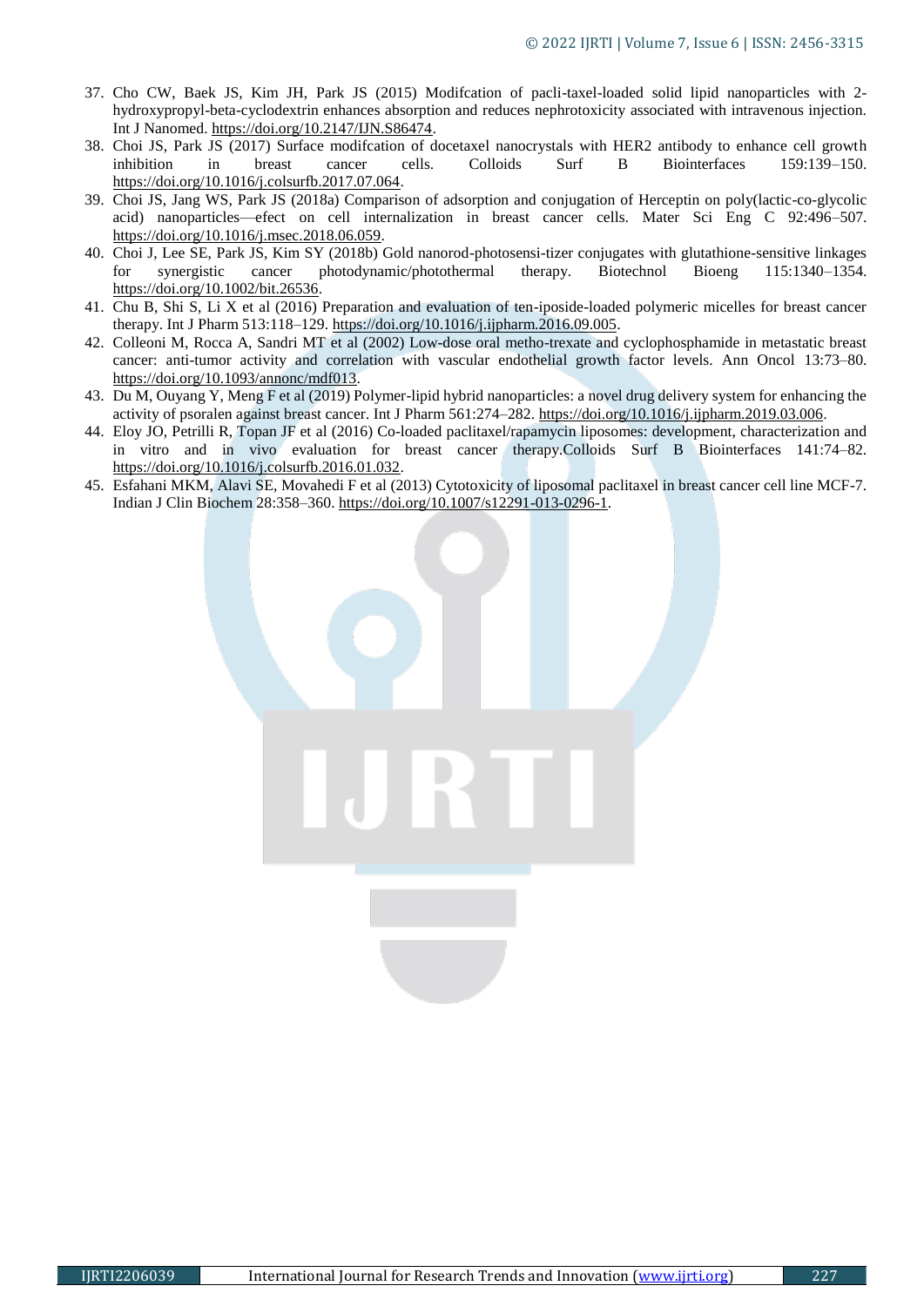37. Cho CW, Baek JS, Kim JH, Park JS (2015) Modifcation of pacli-taxel-loaded solid lipid nanoparticles with 2-hydroxypropyl-beta-cyclodextrin enhances absorption and reduces nephrotoxicity associated with intravenous injection. Int J Nanomed. https://doi.org/10.2147/IJN.S86474.
38. Choi JS, Park JS (2017) Surface modifcation of docetaxel nanocrystals with HER2 antibody to enhance cell growth inhibition in breast cancer cells. Colloids Surf B Biointerfaces 159:139–150. https://doi.org/10.1016/j.colsurfb.2017.07.064.
39. Choi JS, Jang WS, Park JS (2018a) Comparison of adsorption and conjugation of Herceptin on poly(lactic-co-glycolic acid) nanoparticles—efect on cell internalization in breast cancer cells. Mater Sci Eng C 92:496–507. https://doi.org/10.1016/j.msec.2018.06.059.
40. Choi J, Lee SE, Park JS, Kim SY (2018b) Gold nanorod-photosensi-tizer conjugates with glutathione-sensitive linkages for synergistic cancer photodynamic/photothermal therapy. Biotechnol Bioeng 115:1340–1354. https://doi.org/10.1002/bit.26536.
41. Chu B, Shi S, Li X et al (2016) Preparation and evaluation of ten-iposide-loaded polymeric micelles for breast cancer therapy. Int J Pharm 513:118–129. https://doi.org/10.1016/j.ijpharm.2016.09.005.
42. Colleoni M, Rocca A, Sandri MT et al (2002) Low-dose oral metho-trexate and cyclophosphamide in metastatic breast cancer: anti-tumor activity and correlation with vascular endothelial growth factor levels. Ann Oncol 13:73–80. https://doi.org/10.1093/annonc/mdf013.
43. Du M, Ouyang Y, Meng F et al (2019) Polymer-lipid hybrid nanoparticles: a novel drug delivery system for enhancing the activity of psoralen against breast cancer. Int J Pharm 561:274–282. https://doi.org/10.1016/j.ijpharm.2019.03.006.
44. Eloy JO, Petrilli R, Topan JF et al (2016) Co-loaded paclitaxel/rapamycin liposomes: development, characterization and in vitro and in vivo evaluation for breast cancer therapy.Colloids Surf B Biointerfaces 141:74–82. https://doi.org/10.1016/j.colsurfb.2016.01.032.
45. Esfahani MKM, Alavi SE, Movahedi F et al (2013) Cytotoxicity of liposomal paclitaxel in breast cancer cell line MCF-7. Indian J Clin Biochem 28:358–360. https://doi.org/10.1007/s12291-013-0296-1.